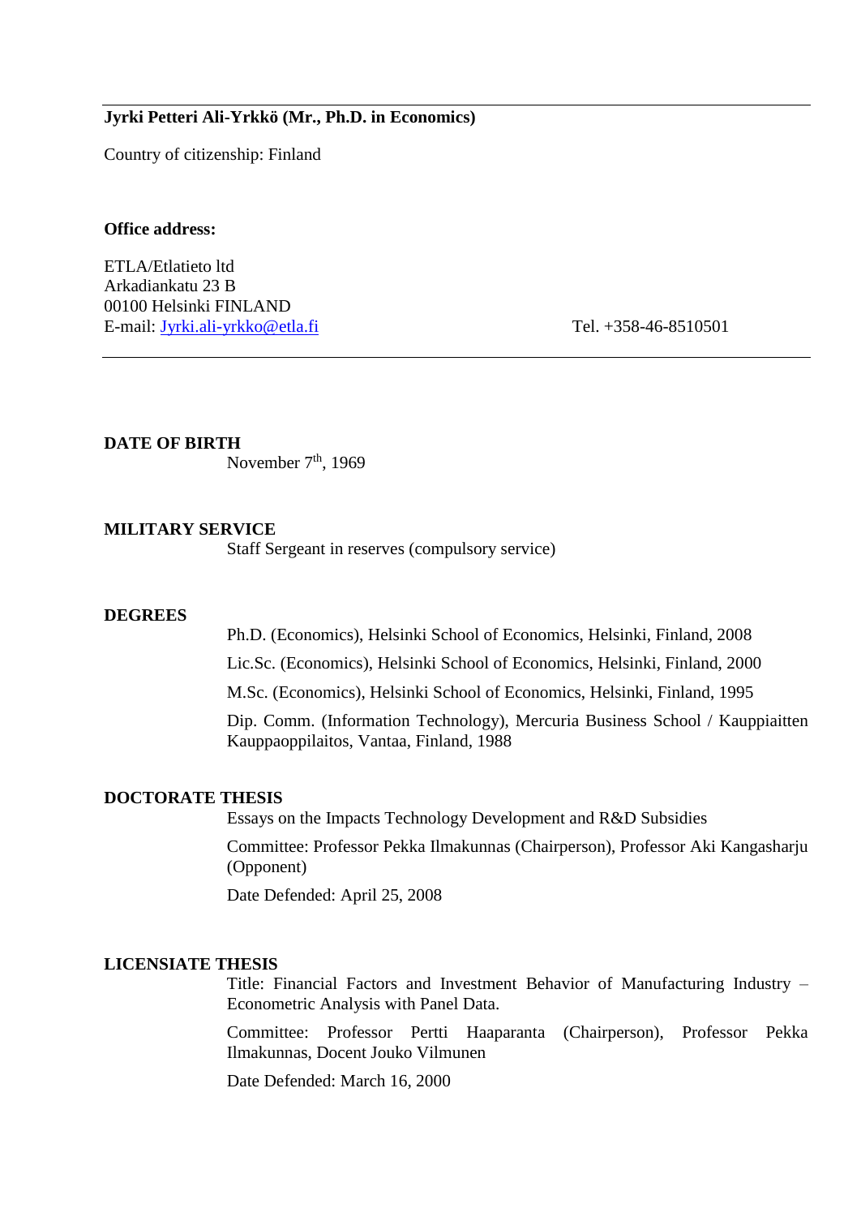**Jyrki Petteri Ali-Yrkkö (Mr., Ph.D. in Economics)**

Country of citizenship: Finland

**Office address:**

ETLA/Etlatieto ltd
Arkadiankatu 23 B
00100 Helsinki FINLAND
E-mail: Jyrki.ali-yrkko@etla.fi Tel. +358-46-8510501

---

**DATE OF BIRTH**

November 7th, 1969

**MILITARY SERVICE**

Staff Sergeant in reserves (compulsory service)

**DEGREES**

Ph.D. (Economics), Helsinki School of Economics, Helsinki, Finland, 2008

Lic.Sc. (Economics), Helsinki School of Economics, Helsinki, Finland, 2000

M.Sc. (Economics), Helsinki School of Economics, Helsinki, Finland, 1995

Dip. Comm. (Information Technology), Mercuria Business School / Kauppiaitten Kauppaoppilaitos, Vantaa, Finland, 1988

**DOCTORATE THESIS**

Essays on the Impacts Technology Development and R&D Subsidies

Committee: Professor Pekka Ilmakunnas (Chairperson), Professor Aki Kangasharju (Opponent)

Date Defended: April 25, 2008

**LICENSIATE THESIS**

Title: Financial Factors and Investment Behavior of Manufacturing Industry – Econometric Analysis with Panel Data.

Committee: Professor Pertti Haaparanta (Chairperson), Professor Pekka Ilmakunnas, Docent Jouko Vilmunen

Date Defended: March 16, 2000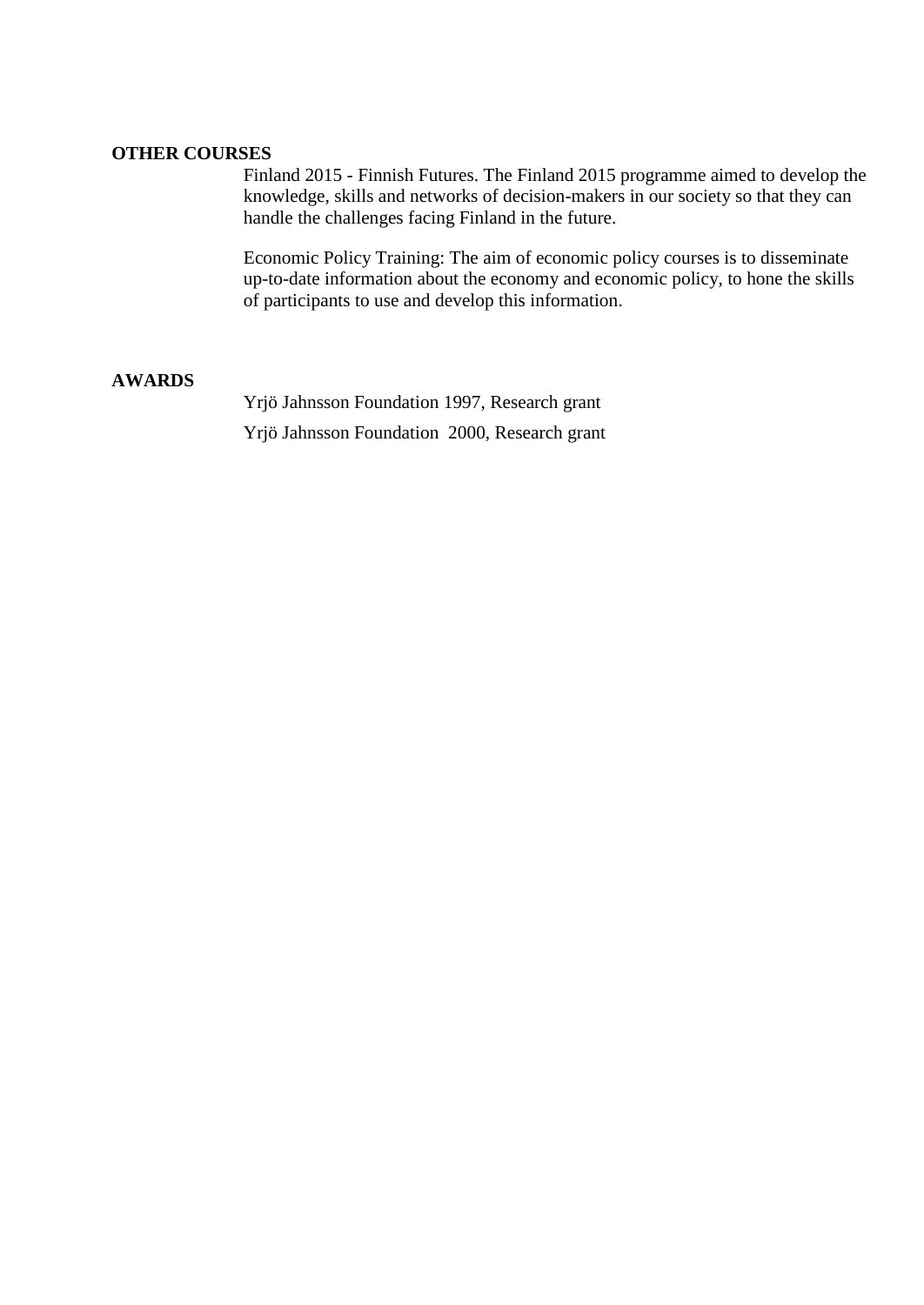**OTHER COURSES**

Finland 2015 - Finnish Futures. The Finland 2015 programme aimed to develop the knowledge, skills and networks of decision-makers in our society so that they can handle the challenges facing Finland in the future.

Economic Policy Training: The aim of economic policy courses is to disseminate up-to-date information about the economy and economic policy, to hone the skills of participants to use and develop this information.

**AWARDS**

Yrjö Jahnsson Foundation 1997, Research grant

Yrjö Jahnsson Foundation 2000, Research grant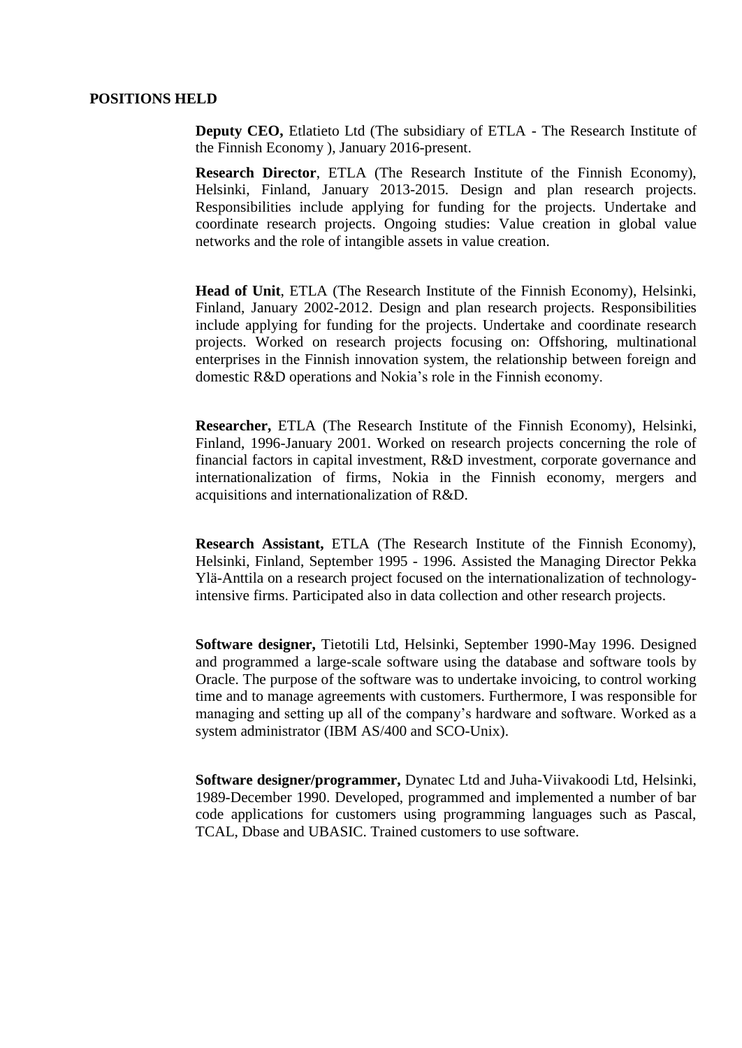## POSITIONS HELD

**Deputy CEO,** Etlatieto Ltd (The subsidiary of ETLA - The Research Institute of the Finnish Economy ), January 2016-present.

**Research Director**, ETLA (The Research Institute of the Finnish Economy), Helsinki, Finland, January 2013-2015. Design and plan research projects. Responsibilities include applying for funding for the projects. Undertake and coordinate research projects. Ongoing studies: Value creation in global value networks and the role of intangible assets in value creation.

**Head of Unit**, ETLA (The Research Institute of the Finnish Economy), Helsinki, Finland, January 2002-2012. Design and plan research projects. Responsibilities include applying for funding for the projects. Undertake and coordinate research projects. Worked on research projects focusing on: Offshoring, multinational enterprises in the Finnish innovation system, the relationship between foreign and domestic R&D operations and Nokia's role in the Finnish economy.

**Researcher,** ETLA (The Research Institute of the Finnish Economy), Helsinki, Finland, 1996-January 2001. Worked on research projects concerning the role of financial factors in capital investment, R&D investment, corporate governance and internationalization of firms, Nokia in the Finnish economy, mergers and acquisitions and internationalization of R&D.

**Research Assistant,** ETLA (The Research Institute of the Finnish Economy), Helsinki, Finland, September 1995 - 1996. Assisted the Managing Director Pekka Ylä-Anttila on a research project focused on the internationalization of technology-intensive firms. Participated also in data collection and other research projects.

**Software designer,** Tietotili Ltd, Helsinki, September 1990-May 1996. Designed and programmed a large-scale software using the database and software tools by Oracle. The purpose of the software was to undertake invoicing, to control working time and to manage agreements with customers. Furthermore, I was responsible for managing and setting up all of the company's hardware and software. Worked as a system administrator (IBM AS/400 and SCO-Unix).

**Software designer/programmer,** Dynatec Ltd and Juha-Viivakoodi Ltd, Helsinki, 1989-December 1990. Developed, programmed and implemented a number of bar code applications for customers using programming languages such as Pascal, TCAL, Dbase and UBASIC. Trained customers to use software.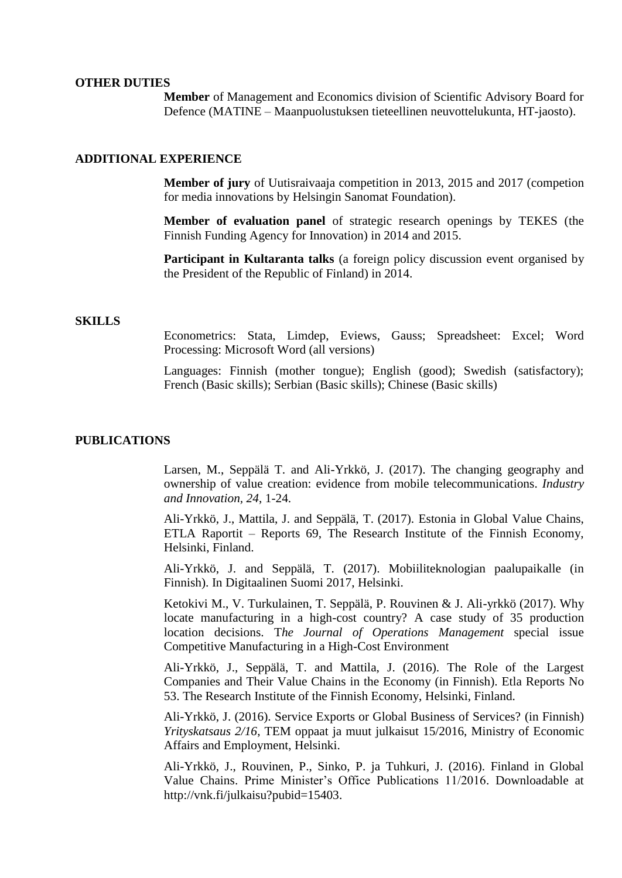## OTHER DUTIES

**Member** of Management and Economics division of Scientific Advisory Board for Defence (MATINE – Maanpuolustuksen tieteellinen neuvottelukunta, HT-jaosto).

## ADDITIONAL EXPERIENCE

**Member of jury** of Uutisraivaaja competition in 2013, 2015 and 2017 (competion for media innovations by Helsingin Sanomat Foundation).

**Member of evaluation panel** of strategic research openings by TEKES (the Finnish Funding Agency for Innovation) in 2014 and 2015.

**Participant in Kultaranta talks** (a foreign policy discussion event organised by the President of the Republic of Finland) in 2014.

## SKILLS

Econometrics: Stata, Limdep, Eviews, Gauss; Spreadsheet: Excel; Word Processing: Microsoft Word (all versions)

Languages: Finnish (mother tongue); English (good); Swedish (satisfactory); French (Basic skills); Serbian (Basic skills); Chinese (Basic skills)

## PUBLICATIONS

Larsen, M., Seppälä T. and Ali-Yrkkö, J. (2017). The changing geography and ownership of value creation: evidence from mobile telecommunications. *Industry and Innovation*, *24*, 1-24.

Ali-Yrkkö, J., Mattila, J. and Seppälä, T. (2017). Estonia in Global Value Chains, ETLA Raportit – Reports 69, The Research Institute of the Finnish Economy, Helsinki, Finland.

Ali-Yrkkö, J. and Seppälä, T. (2017). Mobiiliteknologian paalupaikalle (in Finnish). In Digitaalinen Suomi 2017, Helsinki.

Ketokivi M., V. Turkulainen, T. Seppälä, P. Rouvinen & J. Ali-yrkkö (2017). Why locate manufacturing in a high-cost country? A case study of 35 production location decisions. T*he Journal of Operations Management* special issue Competitive Manufacturing in a High-Cost Environment

Ali-Yrkkö, J., Seppälä, T. and Mattila, J. (2016). The Role of the Largest Companies and Their Value Chains in the Economy (in Finnish). Etla Reports No 53. The Research Institute of the Finnish Economy, Helsinki, Finland.

Ali-Yrkkö, J. (2016). Service Exports or Global Business of Services? (in Finnish) *Yrityskatsaus 2/16*, TEM oppaat ja muut julkaisut 15/2016, Ministry of Economic Affairs and Employment, Helsinki.

Ali-Yrkkö, J., Rouvinen, P., Sinko, P. ja Tuhkuri, J. (2016). Finland in Global Value Chains. Prime Minister's Office Publications 11/2016. Downloadable at http://vnk.fi/julkaisu?pubid=15403.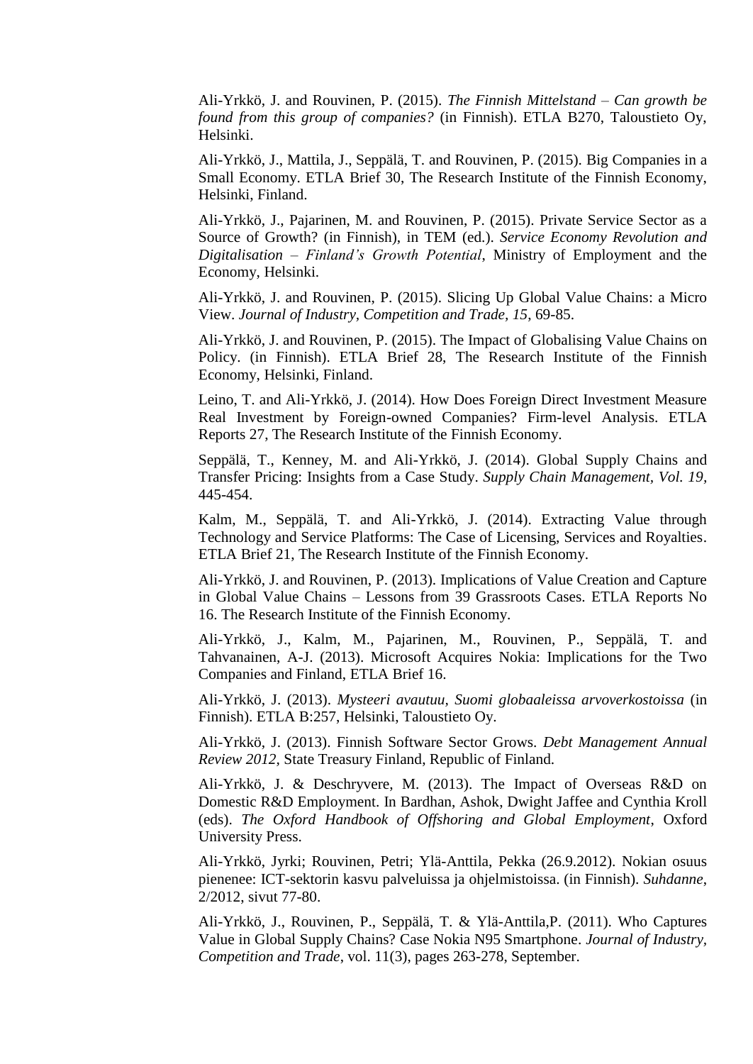Ali-Yrkkö, J. and Rouvinen, P. (2015). *The Finnish Mittelstand – Can growth be found from this group of companies?* (in Finnish). ETLA B270, Taloustieto Oy, Helsinki.

Ali-Yrkkö, J., Mattila, J., Seppälä, T. and Rouvinen, P. (2015). Big Companies in a Small Economy. ETLA Brief 30, The Research Institute of the Finnish Economy, Helsinki, Finland.

Ali-Yrkkö, J., Pajarinen, M. and Rouvinen, P. (2015). Private Service Sector as a Source of Growth? (in Finnish), in TEM (ed.). *Service Economy Revolution and Digitalisation – Finland's Growth Potential*, Ministry of Employment and the Economy, Helsinki.

Ali-Yrkkö, J. and Rouvinen, P. (2015). Slicing Up Global Value Chains: a Micro View. *Journal of Industry, Competition and Trade, 15*, 69-85.

Ali-Yrkkö, J. and Rouvinen, P. (2015). The Impact of Globalising Value Chains on Policy. (in Finnish). ETLA Brief 28, The Research Institute of the Finnish Economy, Helsinki, Finland.

Leino, T. and Ali-Yrkkö, J. (2014). How Does Foreign Direct Investment Measure Real Investment by Foreign-owned Companies? Firm-level Analysis. ETLA Reports 27, The Research Institute of the Finnish Economy.

Seppälä, T., Kenney, M. and Ali-Yrkkö, J. (2014). Global Supply Chains and Transfer Pricing: Insights from a Case Study. *Supply Chain Management, Vol. 19*, 445-454.

Kalm, M., Seppälä, T. and Ali-Yrkkö, J. (2014). Extracting Value through Technology and Service Platforms: The Case of Licensing, Services and Royalties. ETLA Brief 21, The Research Institute of the Finnish Economy.

Ali-Yrkkö, J. and Rouvinen, P. (2013). Implications of Value Creation and Capture in Global Value Chains – Lessons from 39 Grassroots Cases. ETLA Reports No 16. The Research Institute of the Finnish Economy.

Ali-Yrkkö, J., Kalm, M., Pajarinen, M., Rouvinen, P., Seppälä, T. and Tahvanainen, A-J. (2013). Microsoft Acquires Nokia: Implications for the Two Companies and Finland, ETLA Brief 16.

Ali-Yrkkö, J. (2013). *Mysteeri avautuu, Suomi globaaleissa arvoverkostoissa* (in Finnish). ETLA B:257, Helsinki, Taloustieto Oy.

Ali-Yrkkö, J. (2013). Finnish Software Sector Grows. *Debt Management Annual Review 2012*, State Treasury Finland, Republic of Finland.

Ali-Yrkkö, J. & Deschryvere, M. (2013). The Impact of Overseas R&D on Domestic R&D Employment. In Bardhan, Ashok, Dwight Jaffee and Cynthia Kroll (eds). *The Oxford Handbook of Offshoring and Global Employment*, Oxford University Press.

Ali-Yrkkö, Jyrki; Rouvinen, Petri; Ylä-Anttila, Pekka (26.9.2012). Nokian osuus pienenee: ICT-sektorin kasvu palveluissa ja ohjelmistoissa. (in Finnish). *Suhdanne*, 2/2012, sivut 77-80.

Ali-Yrkkö, J., Rouvinen, P., Seppälä, T. & Ylä-Anttila,P. (2011). Who Captures Value in Global Supply Chains? Case Nokia N95 Smartphone. *Journal of Industry, Competition and Trade*, vol. 11(3), pages 263-278, September.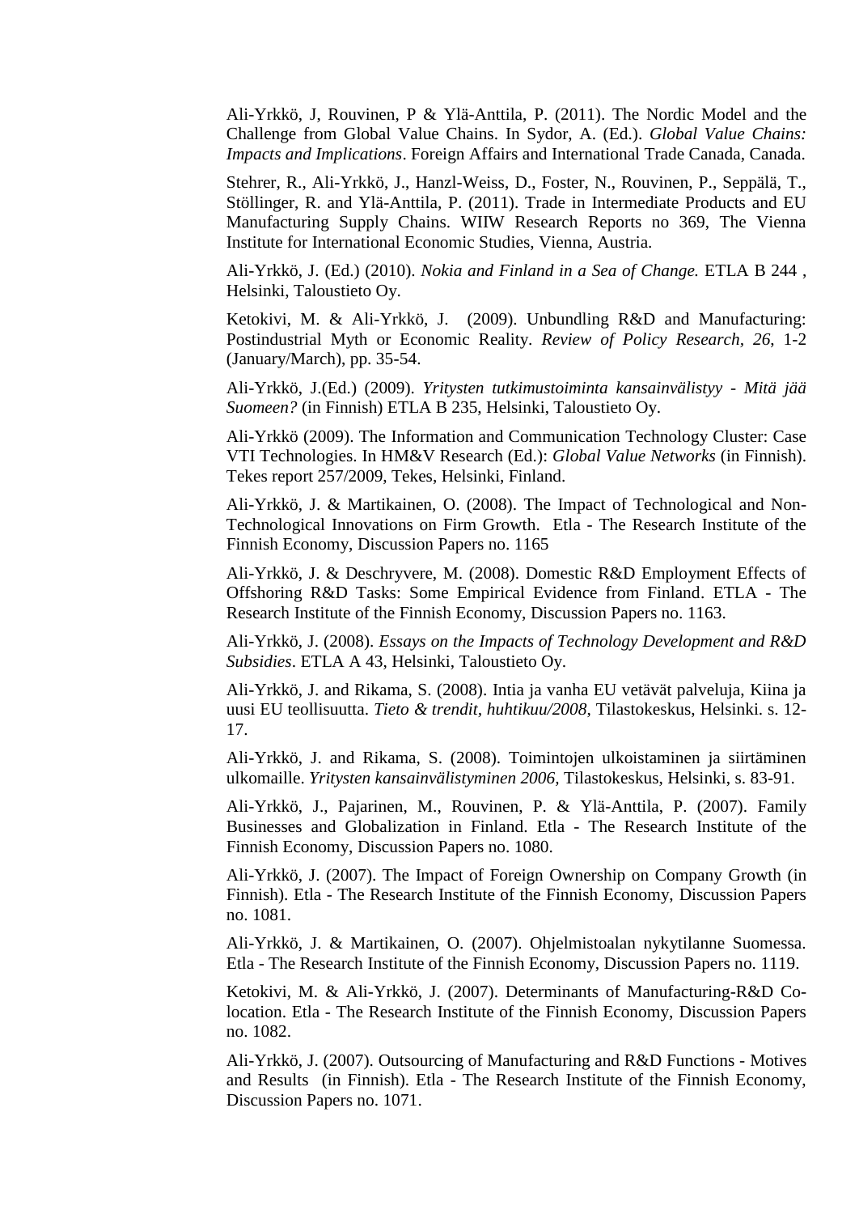Ali-Yrkkö, J, Rouvinen, P & Ylä-Anttila, P. (2011). The Nordic Model and the Challenge from Global Value Chains. In Sydor, A. (Ed.). *Global Value Chains: Impacts and Implications*. Foreign Affairs and International Trade Canada, Canada.

Stehrer, R., Ali-Yrkkö, J., Hanzl-Weiss, D., Foster, N., Rouvinen, P., Seppälä, T., Stöllinger, R. and Ylä-Anttila, P. (2011). Trade in Intermediate Products and EU Manufacturing Supply Chains. WIIW Research Reports no 369, The Vienna Institute for International Economic Studies, Vienna, Austria.

Ali-Yrkkö, J. (Ed.) (2010). *Nokia and Finland in a Sea of Change.* ETLA B 244 , Helsinki, Taloustieto Oy.

Ketokivi, M. & Ali-Yrkkö, J. (2009). Unbundling R&D and Manufacturing: Postindustrial Myth or Economic Reality. *Review of Policy Research, 26*, 1-2 (January/March), pp. 35-54.

Ali-Yrkkö, J.(Ed.) (2009). *Yritysten tutkimustoiminta kansainvälistyy - Mitä jää Suomeen?* (in Finnish) ETLA B 235, Helsinki, Taloustieto Oy.

Ali-Yrkkö (2009). The Information and Communication Technology Cluster: Case VTI Technologies. In HM&V Research (Ed.): *Global Value Networks* (in Finnish). Tekes report 257/2009, Tekes, Helsinki, Finland.

Ali-Yrkkö, J. & Martikainen, O. (2008). The Impact of Technological and Non-Technological Innovations on Firm Growth. Etla - The Research Institute of the Finnish Economy, Discussion Papers no. 1165

Ali-Yrkkö, J. & Deschryvere, M. (2008). Domestic R&D Employment Effects of Offshoring R&D Tasks: Some Empirical Evidence from Finland. ETLA - The Research Institute of the Finnish Economy, Discussion Papers no. 1163.

Ali-Yrkkö, J. (2008). *Essays on the Impacts of Technology Development and R&D Subsidies*. ETLA A 43, Helsinki, Taloustieto Oy.

Ali-Yrkkö, J. and Rikama, S. (2008). Intia ja vanha EU vetävät palveluja, Kiina ja uusi EU teollisuutta. *Tieto & trendit, huhtikuu/2008,* Tilastokeskus, Helsinki. s. 12-17.

Ali-Yrkkö, J. and Rikama, S. (2008). Toimintojen ulkoistaminen ja siirtäminen ulkomaille. *Yritysten kansainvälistyminen 2006,* Tilastokeskus, Helsinki, s. 83-91.

Ali-Yrkkö, J., Pajarinen, M., Rouvinen, P. & Ylä-Anttila, P. (2007). Family Businesses and Globalization in Finland. Etla - The Research Institute of the Finnish Economy, Discussion Papers no. 1080.

Ali-Yrkkö, J. (2007). The Impact of Foreign Ownership on Company Growth (in Finnish). Etla - The Research Institute of the Finnish Economy, Discussion Papers no. 1081.

Ali-Yrkkö, J. & Martikainen, O. (2007). Ohjelmistoalan nykytilanne Suomessa. Etla - The Research Institute of the Finnish Economy, Discussion Papers no. 1119.

Ketokivi, M. & Ali-Yrkkö, J. (2007). Determinants of Manufacturing-R&D Co-location. Etla - The Research Institute of the Finnish Economy, Discussion Papers no. 1082.

Ali-Yrkkö, J. (2007). Outsourcing of Manufacturing and R&D Functions - Motives and Results (in Finnish). Etla - The Research Institute of the Finnish Economy, Discussion Papers no. 1071.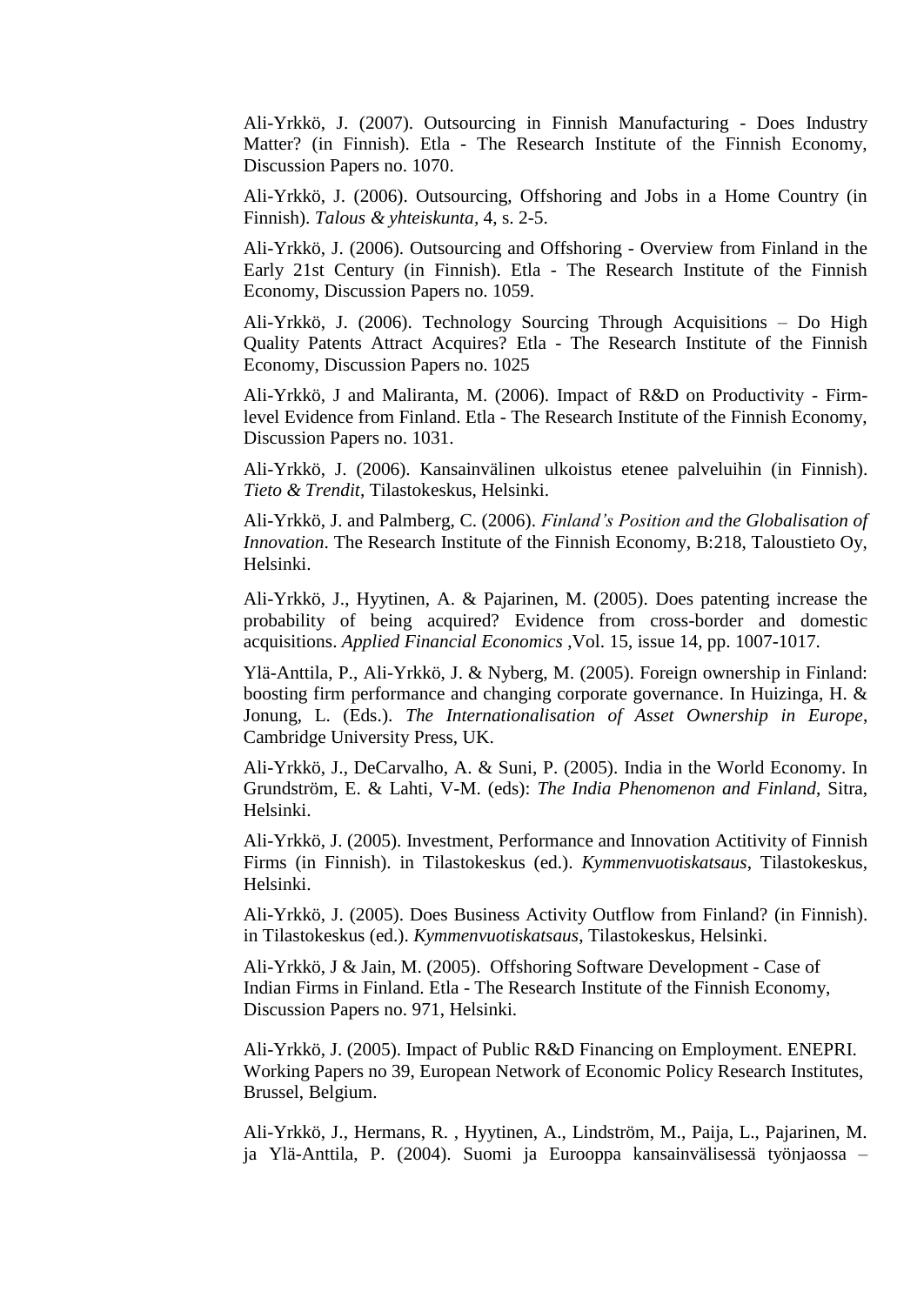Ali-Yrkkö, J. (2007). Outsourcing in Finnish Manufacturing - Does Industry Matter? (in Finnish). Etla - The Research Institute of the Finnish Economy, Discussion Papers no. 1070.

Ali-Yrkkö, J. (2006). Outsourcing, Offshoring and Jobs in a Home Country (in Finnish). *Talous & yhteiskunta*, 4, s. 2-5.

Ali-Yrkkö, J. (2006). Outsourcing and Offshoring - Overview from Finland in the Early 21st Century (in Finnish). Etla - The Research Institute of the Finnish Economy, Discussion Papers no. 1059.

Ali-Yrkkö, J. (2006). Technology Sourcing Through Acquisitions – Do High Quality Patents Attract Acquires? Etla - The Research Institute of the Finnish Economy, Discussion Papers no. 1025

Ali-Yrkkö, J and Maliranta, M. (2006). Impact of R&D on Productivity - Firm-level Evidence from Finland. Etla - The Research Institute of the Finnish Economy, Discussion Papers no. 1031.

Ali-Yrkkö, J. (2006). Kansainvälinen ulkoistus etenee palveluihin (in Finnish). *Tieto & Trendit*, Tilastokeskus, Helsinki.

Ali-Yrkkö, J. and Palmberg, C. (2006). *Finland's Position and the Globalisation of Innovation*. The Research Institute of the Finnish Economy, B:218, Taloustieto Oy, Helsinki.

Ali-Yrkkö, J., Hyytinen, A. & Pajarinen, M. (2005). Does patenting increase the probability of being acquired? Evidence from cross-border and domestic acquisitions. *Applied Financial Economics* ,Vol. 15, issue 14, pp. 1007-1017.

Ylä-Anttila, P., Ali-Yrkkö, J. & Nyberg, M. (2005). Foreign ownership in Finland: boosting firm performance and changing corporate governance. In Huizinga, H. & Jonung, L. (Eds.). *The Internationalisation of Asset Ownership in Europe*, Cambridge University Press, UK.

Ali-Yrkkö, J., DeCarvalho, A. & Suni, P. (2005). India in the World Economy. In Grundström, E. & Lahti, V-M. (eds): *The India Phenomenon and Finland*, Sitra, Helsinki.

Ali-Yrkkö, J. (2005). Investment, Performance and Innovation Actitivity of Finnish Firms (in Finnish). in Tilastokeskus (ed.). *Kymmenvuotiskatsaus*, Tilastokeskus, Helsinki.

Ali-Yrkkö, J. (2005). Does Business Activity Outflow from Finland? (in Finnish). in Tilastokeskus (ed.). *Kymmenvuotiskatsaus*, Tilastokeskus, Helsinki.

Ali-Yrkkö, J & Jain, M. (2005). Offshoring Software Development - Case of Indian Firms in Finland. Etla - The Research Institute of the Finnish Economy, Discussion Papers no. 971, Helsinki.

Ali-Yrkkö, J. (2005). Impact of Public R&D Financing on Employment. ENEPRI. Working Papers no 39, European Network of Economic Policy Research Institutes, Brussel, Belgium.

Ali-Yrkkö, J., Hermans, R. , Hyytinen, A., Lindström, M., Paija, L., Pajarinen, M. ja Ylä-Anttila, P. (2004). Suomi ja Eurooppa kansainvälisessä työnjaossa –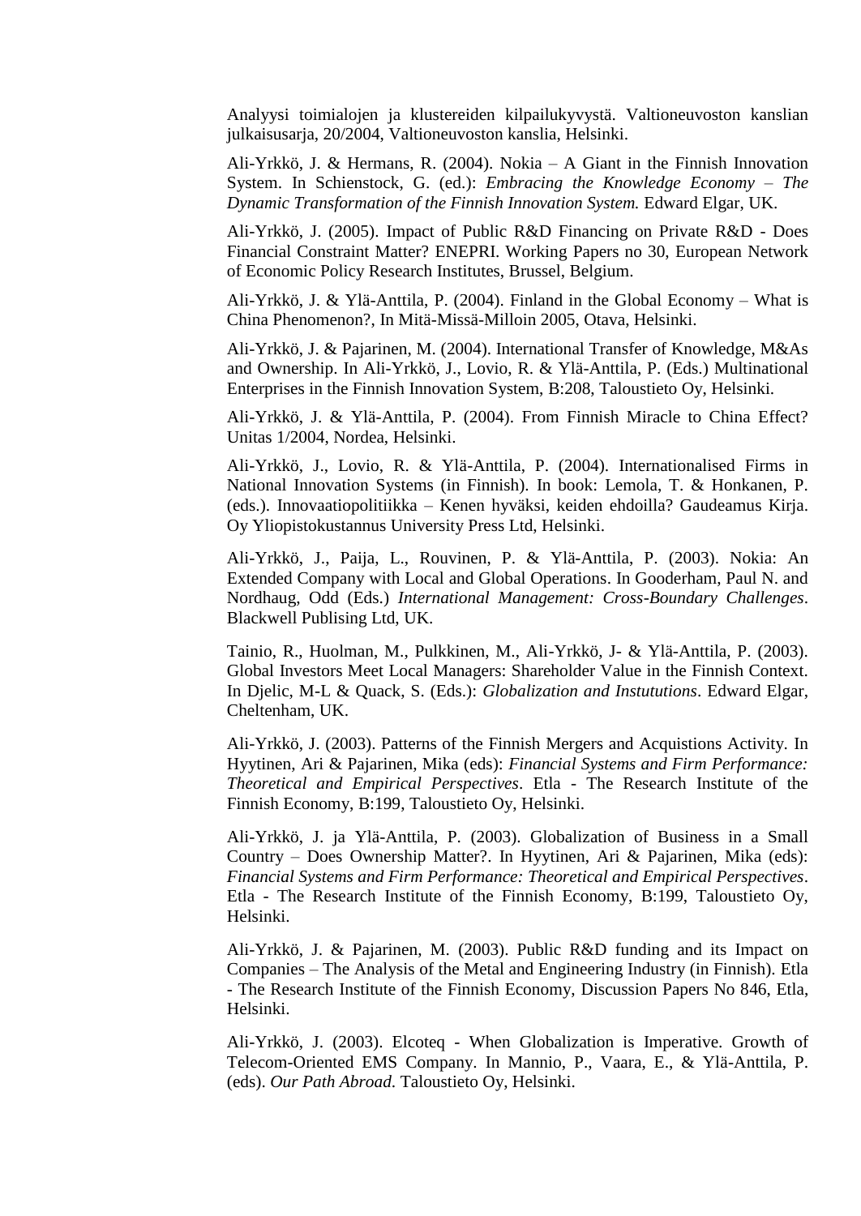Analyysi toimialojen ja klustereiden kilpailukyvystä. Valtioneuvoston kanslian julkaisusarja, 20/2004, Valtioneuvoston kanslia, Helsinki.

Ali-Yrkkö, J. & Hermans, R. (2004). Nokia – A Giant in the Finnish Innovation System. In Schienstock, G. (ed.): *Embracing the Knowledge Economy – The Dynamic Transformation of the Finnish Innovation System.* Edward Elgar, UK.

Ali-Yrkkö, J. (2005). Impact of Public R&D Financing on Private R&D - Does Financial Constraint Matter? ENEPRI. Working Papers no 30, European Network of Economic Policy Research Institutes, Brussel, Belgium.

Ali-Yrkkö, J. & Ylä-Anttila, P. (2004). Finland in the Global Economy – What is China Phenomenon?, In Mitä-Missä-Milloin 2005, Otava, Helsinki.

Ali-Yrkkö, J. & Pajarinen, M. (2004). International Transfer of Knowledge, M&As and Ownership. In Ali-Yrkkö, J., Lovio, R. & Ylä-Anttila, P. (Eds.) Multinational Enterprises in the Finnish Innovation System, B:208, Taloustieto Oy, Helsinki.

Ali-Yrkkö, J. & Ylä-Anttila, P. (2004). From Finnish Miracle to China Effect? Unitas 1/2004, Nordea, Helsinki.

Ali-Yrkkö, J., Lovio, R. & Ylä-Anttila, P. (2004). Internationalised Firms in National Innovation Systems (in Finnish). In book: Lemola, T. & Honkanen, P. (eds.). Innovaatiopolitiikka – Kenen hyväksi, keiden ehdoilla? Gaudeamus Kirja. Oy Yliopistokustannus University Press Ltd, Helsinki.

Ali-Yrkkö, J., Paija, L., Rouvinen, P. & Ylä-Anttila, P. (2003). Nokia: An Extended Company with Local and Global Operations. In Gooderham, Paul N. and Nordhaug, Odd (Eds.) *International Management: Cross-Boundary Challenges*. Blackwell Publising Ltd, UK.

Tainio, R., Huolman, M., Pulkkinen, M., Ali-Yrkkö, J- & Ylä-Anttila, P. (2003). Global Investors Meet Local Managers: Shareholder Value in the Finnish Context. In Djelic, M-L & Quack, S. (Eds.): *Globalization and Instutitions*. Edward Elgar, Cheltenham, UK.

Ali-Yrkkö, J. (2003). Patterns of the Finnish Mergers and Acquistions Activity. In Hyytinen, Ari & Pajarinen, Mika (eds): *Financial Systems and Firm Performance: Theoretical and Empirical Perspectives*. Etla - The Research Institute of the Finnish Economy, B:199, Taloustieto Oy, Helsinki.

Ali-Yrkkö, J. ja Ylä-Anttila, P. (2003). Globalization of Business in a Small Country – Does Ownership Matter?. In Hyytinen, Ari & Pajarinen, Mika (eds): *Financial Systems and Firm Performance: Theoretical and Empirical Perspectives*. Etla - The Research Institute of the Finnish Economy, B:199, Taloustieto Oy, Helsinki.

Ali-Yrkkö, J. & Pajarinen, M. (2003). Public R&D funding and its Impact on Companies – The Analysis of the Metal and Engineering Industry (in Finnish). Etla - The Research Institute of the Finnish Economy, Discussion Papers No 846, Etla, Helsinki.

Ali-Yrkkö, J. (2003). Elcoteq - When Globalization is Imperative. Growth of Telecom-Oriented EMS Company. In Mannio, P., Vaara, E., & Ylä-Anttila, P. (eds). *Our Path Abroad*. Taloustieto Oy, Helsinki.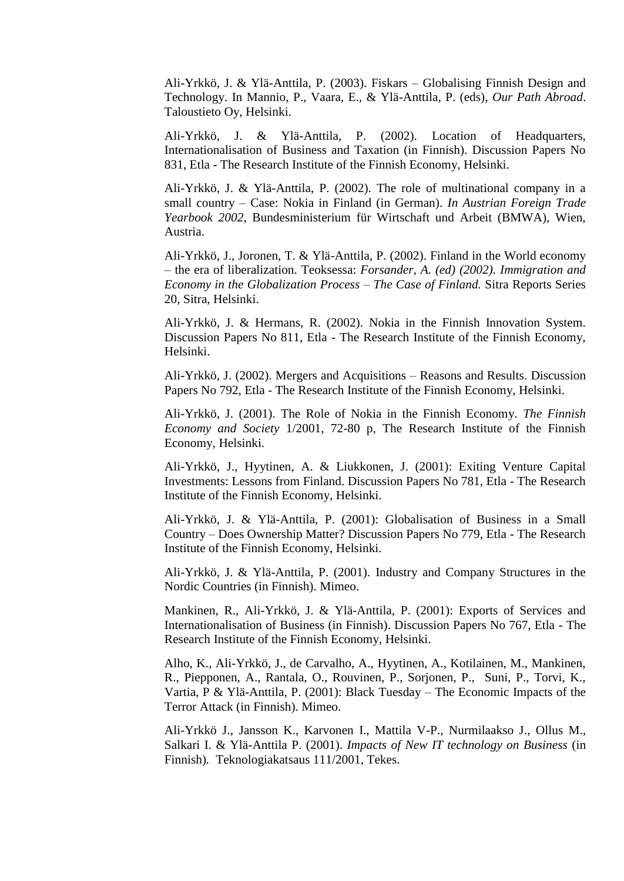Ali-Yrkkö, J. & Ylä-Anttila, P. (2003). Fiskars – Globalising Finnish Design and Technology. In Mannio, P., Vaara, E., & Ylä-Anttila, P. (eds), *Our Path Abroad*. Taloustieto Oy, Helsinki.

Ali-Yrkkö, J. & Ylä-Anttila, P. (2002). Location of Headquarters, Internationalisation of Business and Taxation (in Finnish). Discussion Papers No 831, Etla - The Research Institute of the Finnish Economy, Helsinki.

Ali-Yrkkö, J. & Ylä-Anttila, P. (2002). The role of multinational company in a small country – Case: Nokia in Finland (in German). *In Austrian Foreign Trade Yearbook 2002*, Bundesministerium für Wirtschaft und Arbeit (BMWA), Wien, Austria.

Ali-Yrkkö, J., Joronen, T. & Ylä-Anttila, P. (2002). Finland in the World economy – the era of liberalization. Teoksessa: *Forsander, A. (ed) (2002). Immigration and Economy in the Globalization Process – The Case of Finland.* Sitra Reports Series 20, Sitra, Helsinki.

Ali-Yrkkö, J. & Hermans, R. (2002). Nokia in the Finnish Innovation System. Discussion Papers No 811, Etla - The Research Institute of the Finnish Economy, Helsinki.

Ali-Yrkkö, J. (2002). Mergers and Acquisitions – Reasons and Results. Discussion Papers No 792, Etla - The Research Institute of the Finnish Economy, Helsinki.

Ali-Yrkkö, J. (2001). The Role of Nokia in the Finnish Economy. *The Finnish Economy and Society* 1/2001, 72-80 p, The Research Institute of the Finnish Economy, Helsinki.

Ali-Yrkkö, J., Hyytinen, A. & Liukkonen, J. (2001): Exiting Venture Capital Investments: Lessons from Finland. Discussion Papers No 781, Etla - The Research Institute of the Finnish Economy, Helsinki.

Ali-Yrkkö, J. & Ylä-Anttila, P. (2001): Globalisation of Business in a Small Country – Does Ownership Matter? Discussion Papers No 779, Etla - The Research Institute of the Finnish Economy, Helsinki.

Ali-Yrkkö, J. & Ylä-Anttila, P. (2001). Industry and Company Structures in the Nordic Countries (in Finnish). Mimeo.

Mankinen, R., Ali-Yrkkö, J. & Ylä-Anttila, P. (2001): Exports of Services and Internationalisation of Business (in Finnish). Discussion Papers No 767, Etla - The Research Institute of the Finnish Economy, Helsinki.

Alho, K., Ali-Yrkkö, J., de Carvalho, A., Hyytinen, A., Kotilainen, M., Mankinen, R., Piepponen, A., Rantala, O., Rouvinen, P., Sorjonen, P., Suni, P., Torvi, K., Vartia, P & Ylä-Anttila, P. (2001): Black Tuesday – The Economic Impacts of the Terror Attack (in Finnish). Mimeo.

Ali-Yrkkö J., Jansson K., Karvonen I., Mattila V-P., Nurmilaakso J., Ollus M., Salkari I. & Ylä-Anttila P. (2001). *Impacts of New IT technology on Business* (in Finnish). Teknologiakatsaus 111/2001, Tekes.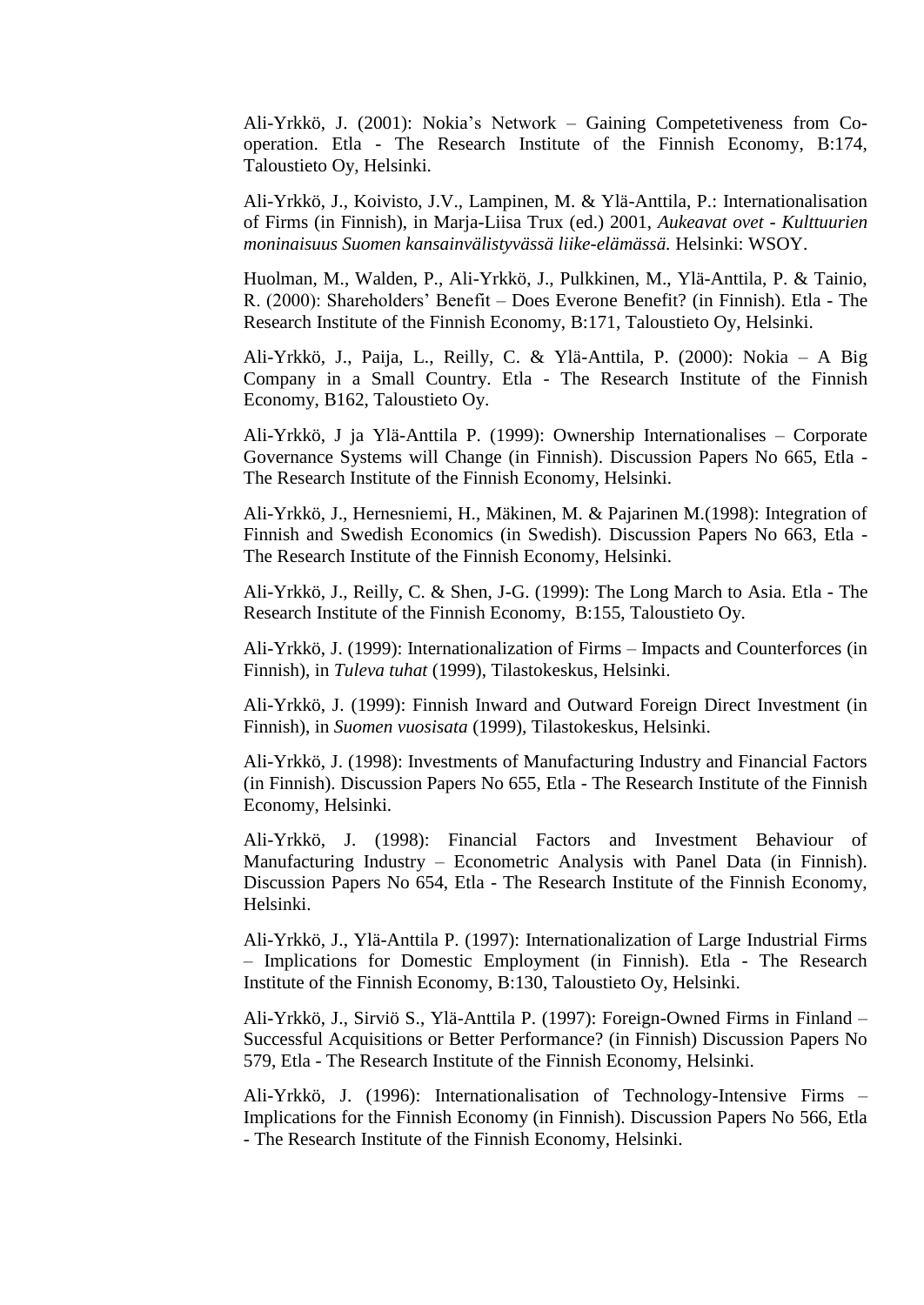Ali-Yrkkö, J. (2001): Nokia's Network – Gaining Competetiveness from Co-operation. Etla - The Research Institute of the Finnish Economy, B:174, Taloustieto Oy, Helsinki.

Ali-Yrkkö, J., Koivisto, J.V., Lampinen, M. & Ylä-Anttila, P.: Internationalisation of Firms (in Finnish), in Marja-Liisa Trux (ed.) 2001, *Aukeavat ovet - Kulttuurien moninaisuus Suomen kansainvälistyvässä liike-elämässä.* Helsinki: WSOY.

Huolman, M., Walden, P., Ali-Yrkkö, J., Pulkkinen, M., Ylä-Anttila, P. & Tainio, R. (2000): Shareholders' Benefit – Does Everone Benefit? (in Finnish). Etla - The Research Institute of the Finnish Economy, B:171, Taloustieto Oy, Helsinki.

Ali-Yrkkö, J., Paija, L., Reilly, C. & Ylä-Anttila, P. (2000): Nokia – A Big Company in a Small Country. Etla - The Research Institute of the Finnish Economy, B162, Taloustieto Oy.

Ali-Yrkkö, J ja Ylä-Anttila P. (1999): Ownership Internationalises – Corporate Governance Systems will Change (in Finnish). Discussion Papers No 665, Etla - The Research Institute of the Finnish Economy, Helsinki.

Ali-Yrkkö, J., Hernesniemi, H., Mäkinen, M. & Pajarinen M.(1998): Integration of Finnish and Swedish Economics (in Swedish). Discussion Papers No 663, Etla - The Research Institute of the Finnish Economy, Helsinki.

Ali-Yrkkö, J., Reilly, C. & Shen, J-G. (1999): The Long March to Asia. Etla - The Research Institute of the Finnish Economy, B:155, Taloustieto Oy.

Ali-Yrkkö, J. (1999): Internationalization of Firms – Impacts and Counterforces (in Finnish), in *Tuleva tuhat* (1999), Tilastokeskus, Helsinki.

Ali-Yrkkö, J. (1999): Finnish Inward and Outward Foreign Direct Investment (in Finnish), in *Suomen vuosisata* (1999), Tilastokeskus, Helsinki.

Ali-Yrkkö, J. (1998): Investments of Manufacturing Industry and Financial Factors (in Finnish). Discussion Papers No 655, Etla - The Research Institute of the Finnish Economy, Helsinki.

Ali-Yrkkö, J. (1998): Financial Factors and Investment Behaviour of Manufacturing Industry – Econometric Analysis with Panel Data (in Finnish). Discussion Papers No 654, Etla - The Research Institute of the Finnish Economy, Helsinki.

Ali-Yrkkö, J., Ylä-Anttila P. (1997): Internationalization of Large Industrial Firms – Implications for Domestic Employment (in Finnish). Etla - The Research Institute of the Finnish Economy, B:130, Taloustieto Oy, Helsinki.

Ali-Yrkkö, J., Sirviö S., Ylä-Anttila P. (1997): Foreign-Owned Firms in Finland – Successful Acquisitions or Better Performance? (in Finnish) Discussion Papers No 579, Etla - The Research Institute of the Finnish Economy, Helsinki.

Ali-Yrkkö, J. (1996): Internationalisation of Technology-Intensive Firms – Implications for the Finnish Economy (in Finnish). Discussion Papers No 566, Etla - The Research Institute of the Finnish Economy, Helsinki.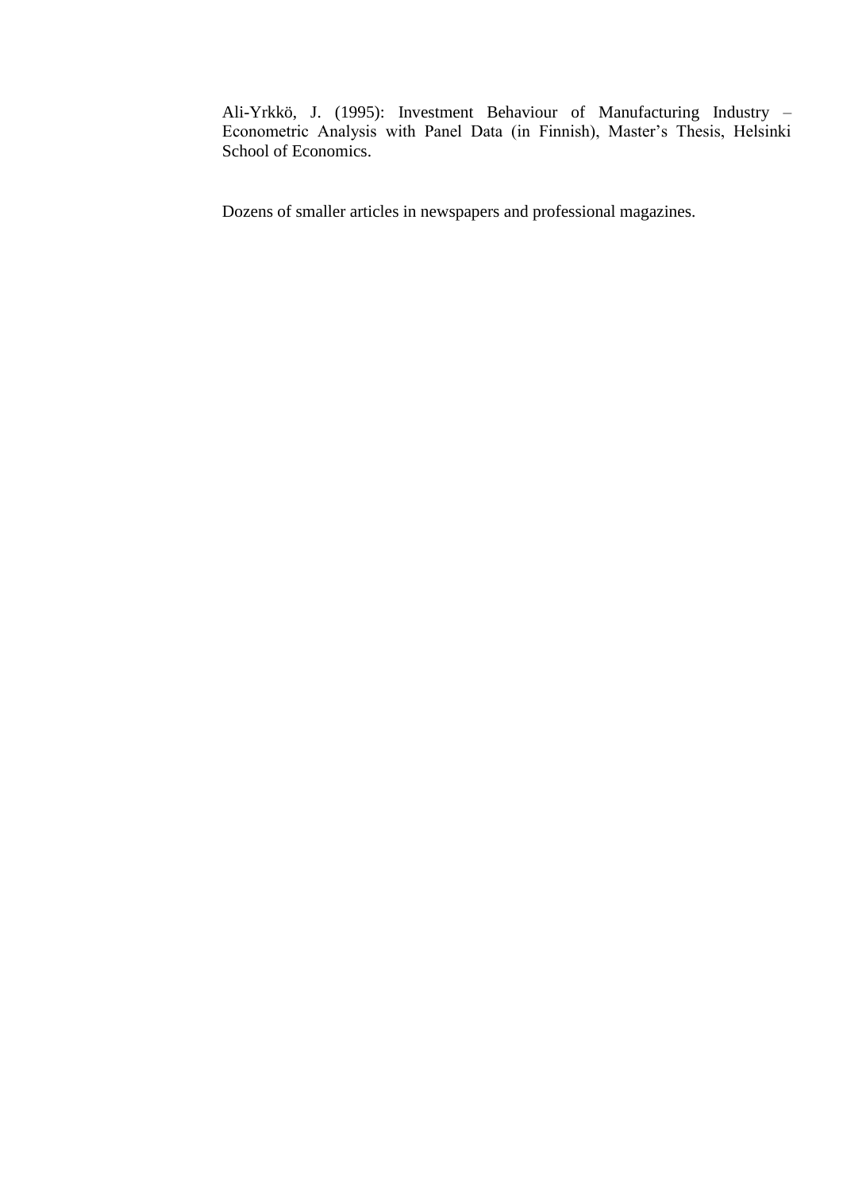Ali-Yrkkö, J. (1995): Investment Behaviour of Manufacturing Industry – Econometric Analysis with Panel Data (in Finnish), Master's Thesis, Helsinki School of Economics.

Dozens of smaller articles in newspapers and professional magazines.